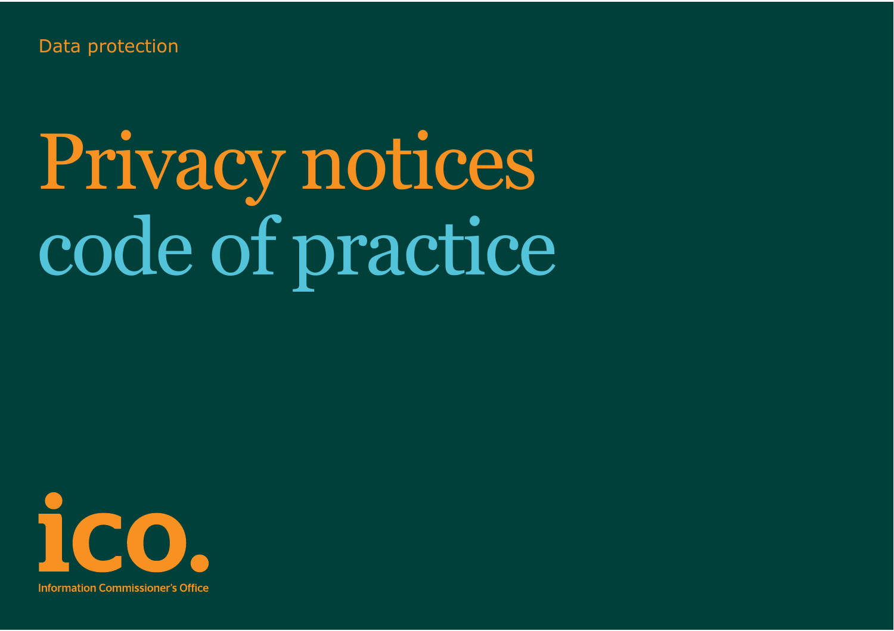Data protection

# Privacy notices code of practice

ico.

Information Commissioner's Office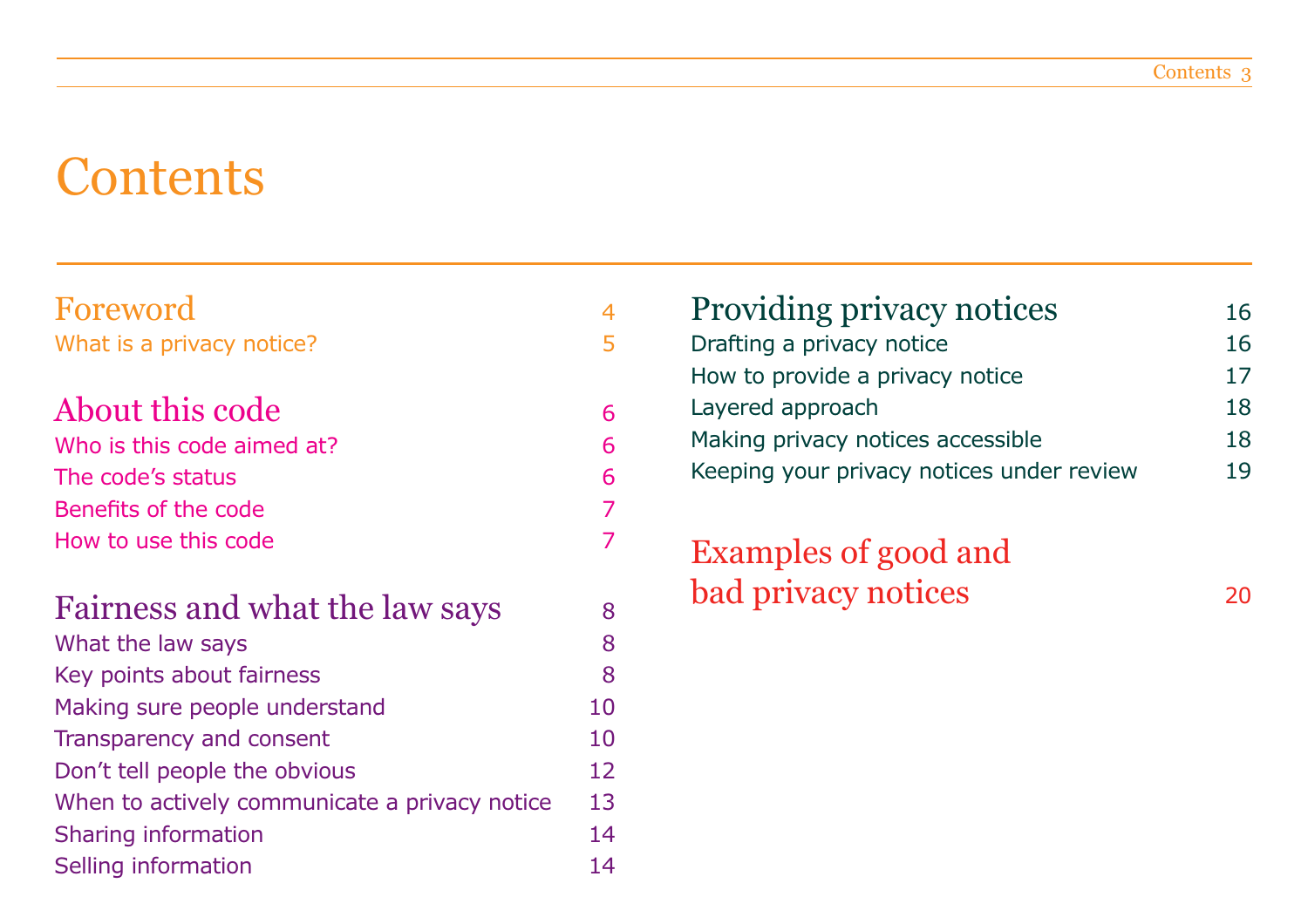# Contents

## Foreword — 4

What is a privacy notice? — 5

## About this code — 6

Who is this code aimed at? — 6

The code's status — 6

Benefits of the code — 7

How to use this code — 7

## Fairness and what the law says — 8

What the law says — 8

Key points about fairness — 8

Making sure people understand — 10

Transparency and consent — 10

Don't tell people the obvious — 12

When to actively communicate a privacy notice — 13

Sharing information — 14

Selling information — 14

## Providing privacy notices — 16

Drafting a privacy notice — 16

How to provide a privacy notice — 17

Layered approach — 18

Making privacy notices accessible — 18

Keeping your privacy notices under review — 19

## Examples of good and bad privacy notices — 20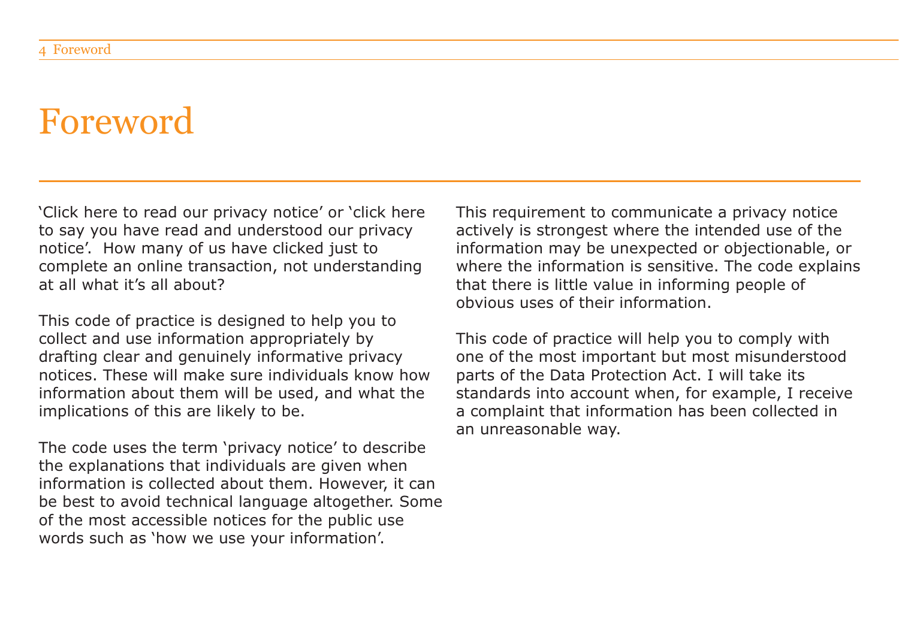# Foreword

'Click here to read our privacy notice' or 'click here to say you have read and understood our privacy notice'. How many of us have clicked just to complete an online transaction, not understanding at all what it's all about?

This code of practice is designed to help you to collect and use information appropriately by drafting clear and genuinely informative privacy notices. These will make sure individuals know how information about them will be used, and what the implications of this are likely to be.

The code uses the term 'privacy notice' to describe the explanations that individuals are given when information is collected about them. However, it can be best to avoid technical language altogether. Some of the most accessible notices for the public use words such as 'how we use your information'.

This requirement to communicate a privacy notice actively is strongest where the intended use of the information may be unexpected or objectionable, or where the information is sensitive. The code explains that there is little value in informing people of obvious uses of their information.

This code of practice will help you to comply with one of the most important but most misunderstood parts of the Data Protection Act. I will take its standards into account when, for example, I receive a complaint that information has been collected in an unreasonable way.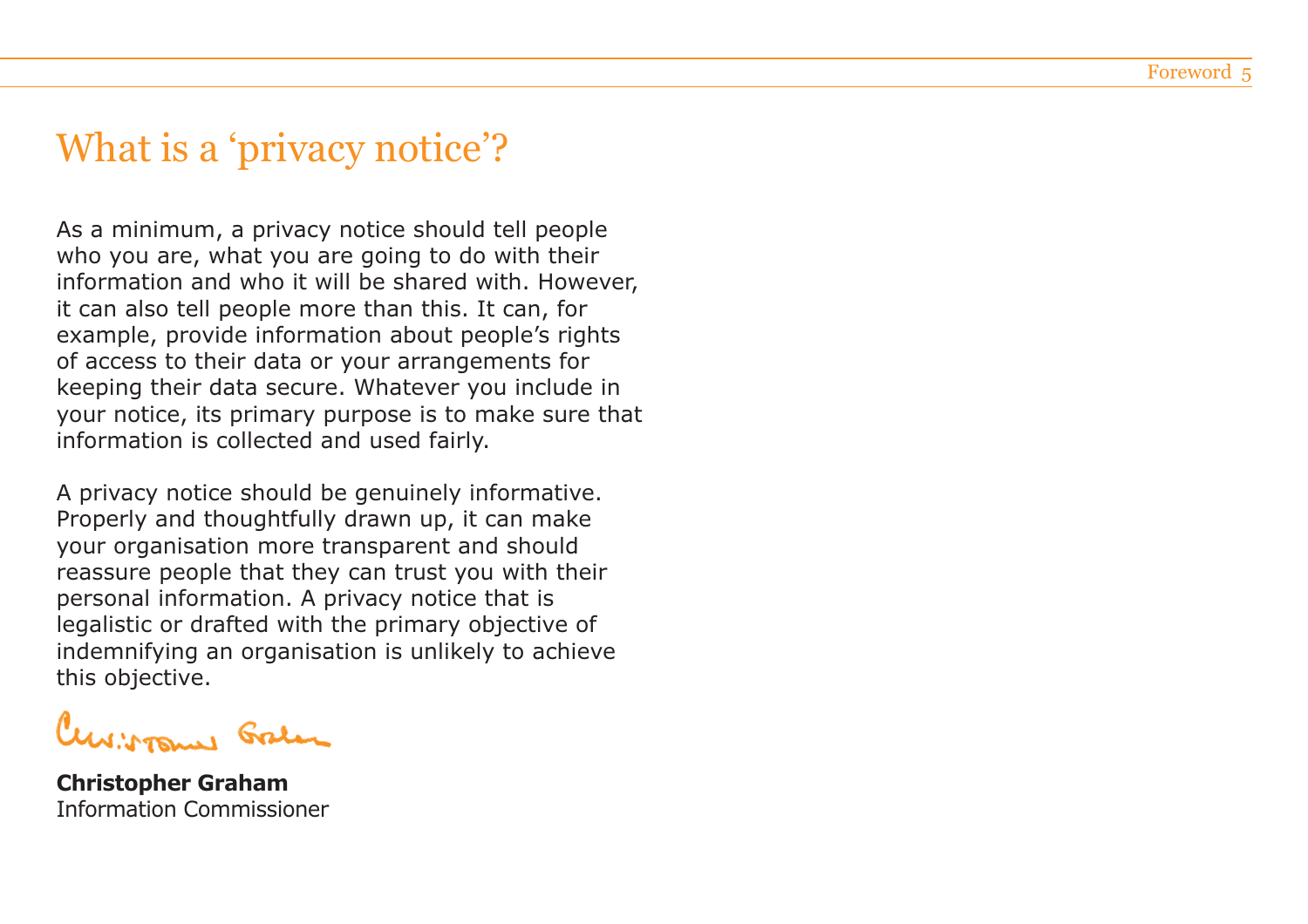# What is a 'privacy notice'?

As a minimum, a privacy notice should tell people who you are, what you are going to do with their information and who it will be shared with. However, it can also tell people more than this. It can, for example, provide information about people's rights of access to their data or your arrangements for keeping their data secure. Whatever you include in your notice, its primary purpose is to make sure that information is collected and used fairly.

A privacy notice should be genuinely informative. Properly and thoughtfully drawn up, it can make your organisation more transparent and should reassure people that they can trust you with their personal information. A privacy notice that is legalistic or drafted with the primary objective of indemnifying an organisation is unlikely to achieve this objective.

**Christopher Graham**
Information Commissioner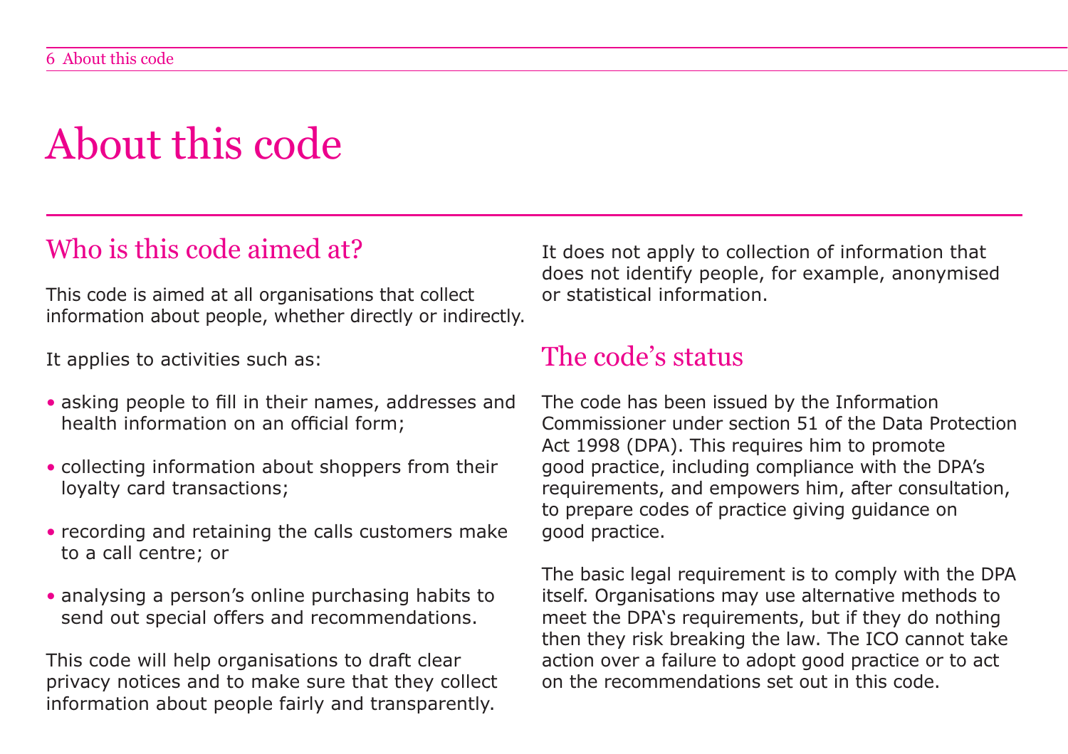# About this code

## Who is this code aimed at?

This code is aimed at all organisations that collect information about people, whether directly or indirectly.

It applies to activities such as:

- asking people to fill in their names, addresses and health information on an official form;
- collecting information about shoppers from their loyalty card transactions;
- recording and retaining the calls customers make to a call centre; or
- analysing a person's online purchasing habits to send out special offers and recommendations.

This code will help organisations to draft clear privacy notices and to make sure that they collect information about people fairly and transparently.

It does not apply to collection of information that does not identify people, for example, anonymised or statistical information.

## The code's status

The code has been issued by the Information Commissioner under section 51 of the Data Protection Act 1998 (DPA). This requires him to promote good practice, including compliance with the DPA's requirements, and empowers him, after consultation, to prepare codes of practice giving guidance on good practice.

The basic legal requirement is to comply with the DPA itself. Organisations may use alternative methods to meet the DPA's requirements, but if they do nothing then they risk breaking the law. The ICO cannot take action over a failure to adopt good practice or to act on the recommendations set out in this code.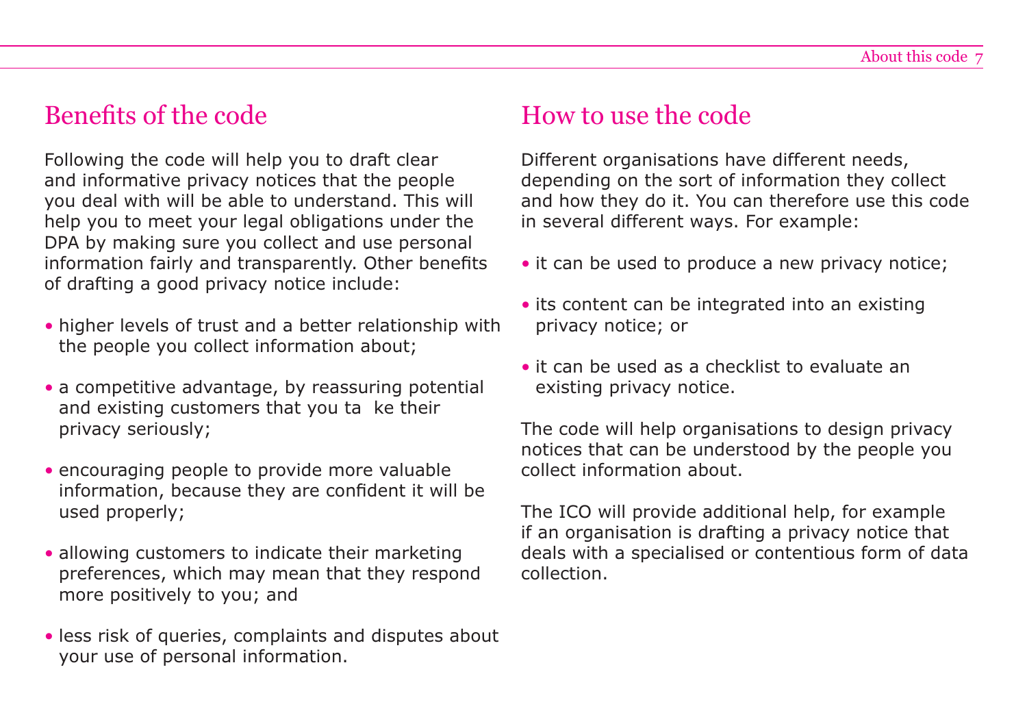## Benefits of the code

Following the code will help you to draft clear and informative privacy notices that the people you deal with will be able to understand. This will help you to meet your legal obligations under the DPA by making sure you collect and use personal information fairly and transparently. Other benefits of drafting a good privacy notice include:

- higher levels of trust and a better relationship with the people you collect information about;
- a competitive advantage, by reassuring potential and existing customers that you ta ke their privacy seriously;
- encouraging people to provide more valuable information, because they are confident it will be used properly;
- allowing customers to indicate their marketing preferences, which may mean that they respond more positively to you; and
- less risk of queries, complaints and disputes about your use of personal information.

## How to use the code

Different organisations have different needs, depending on the sort of information they collect and how they do it. You can therefore use this code in several different ways. For example:

- it can be used to produce a new privacy notice;
- its content can be integrated into an existing privacy notice; or
- it can be used as a checklist to evaluate an existing privacy notice.

The code will help organisations to design privacy notices that can be understood by the people you collect information about.

The ICO will provide additional help, for example if an organisation is drafting a privacy notice that deals with a specialised or contentious form of data collection.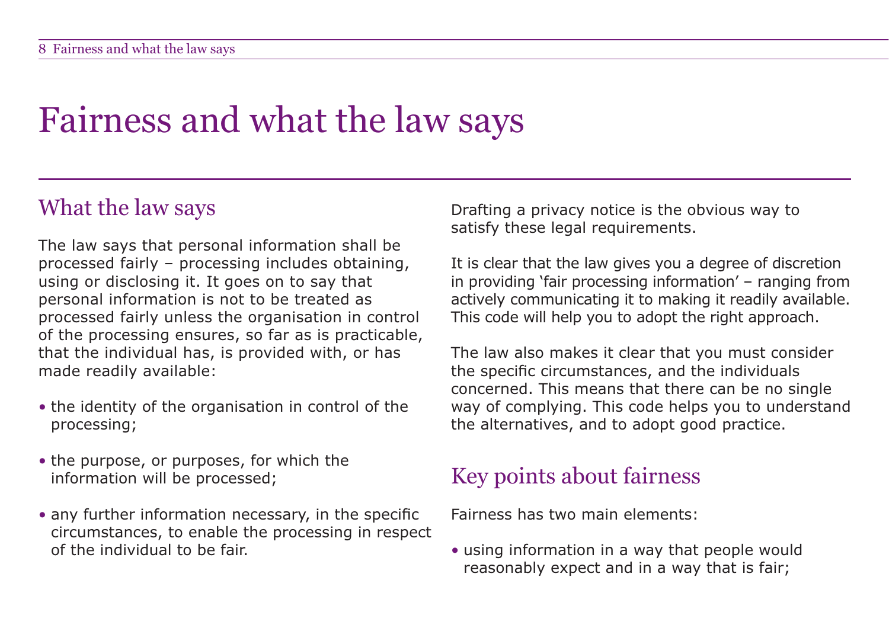# Fairness and what the law says

## What the law says

The law says that personal information shall be processed fairly – processing includes obtaining, using or disclosing it. It goes on to say that personal information is not to be treated as processed fairly unless the organisation in control of the processing ensures, so far as is practicable, that the individual has, is provided with, or has made readily available:

- the identity of the organisation in control of the processing;
- the purpose, or purposes, for which the information will be processed;
- any further information necessary, in the specific circumstances, to enable the processing in respect of the individual to be fair.

Drafting a privacy notice is the obvious way to satisfy these legal requirements.

It is clear that the law gives you a degree of discretion in providing 'fair processing information' – ranging from actively communicating it to making it readily available. This code will help you to adopt the right approach.

The law also makes it clear that you must consider the specific circumstances, and the individuals concerned. This means that there can be no single way of complying. This code helps you to understand the alternatives, and to adopt good practice.

## Key points about fairness

Fairness has two main elements:

- using information in a way that people would reasonably expect and in a way that is fair;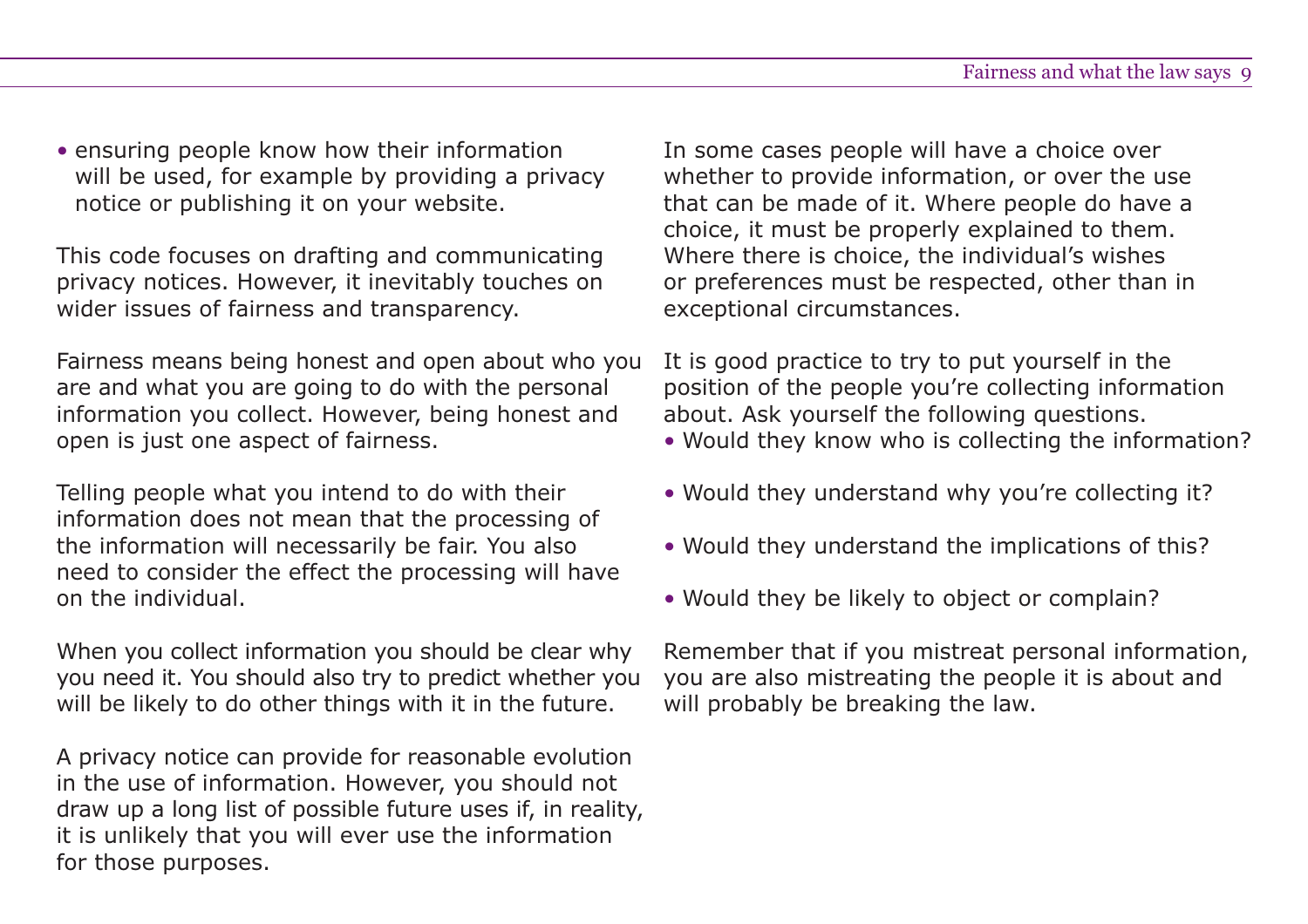- ensuring people know how their information will be used, for example by providing a privacy notice or publishing it on your website.

This code focuses on drafting and communicating privacy notices. However, it inevitably touches on wider issues of fairness and transparency.

Fairness means being honest and open about who you are and what you are going to do with the personal information you collect. However, being honest and open is just one aspect of fairness.

Telling people what you intend to do with their information does not mean that the processing of the information will necessarily be fair. You also need to consider the effect the processing will have on the individual.

When you collect information you should be clear why you need it. You should also try to predict whether you will be likely to do other things with it in the future.

A privacy notice can provide for reasonable evolution in the use of information. However, you should not draw up a long list of possible future uses if, in reality, it is unlikely that you will ever use the information for those purposes.

In some cases people will have a choice over whether to provide information, or over the use that can be made of it. Where people do have a choice, it must be properly explained to them. Where there is choice, the individual's wishes or preferences must be respected, other than in exceptional circumstances.

It is good practice to try to put yourself in the position of the people you're collecting information about. Ask yourself the following questions.

- Would they know who is collecting the information?
- Would they understand why you're collecting it?
- Would they understand the implications of this?
- Would they be likely to object or complain?

Remember that if you mistreat personal information, you are also mistreating the people it is about and will probably be breaking the law.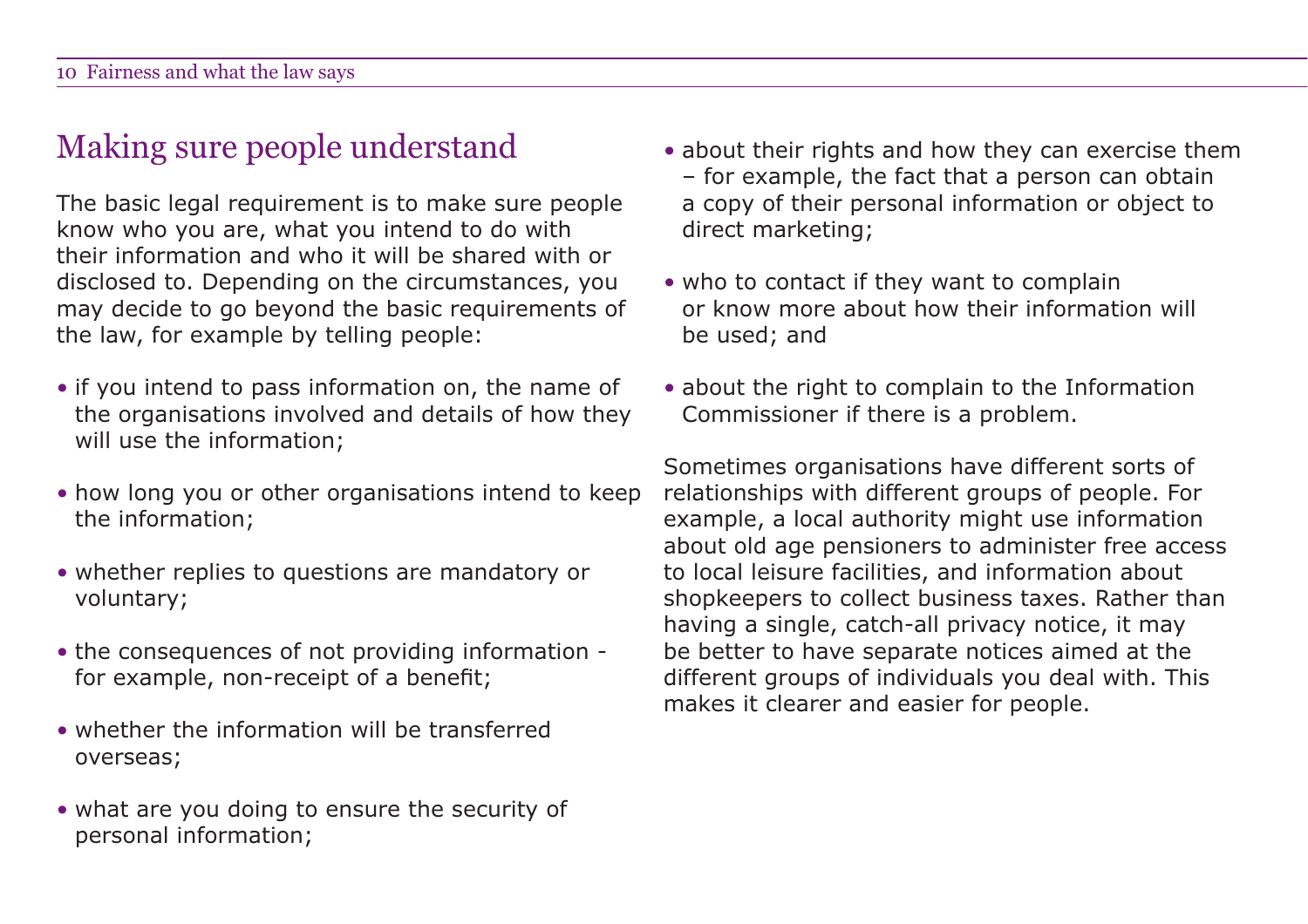## Making sure people understand

The basic legal requirement is to make sure people know who you are, what you intend to do with their information and who it will be shared with or disclosed to. Depending on the circumstances, you may decide to go beyond the basic requirements of the law, for example by telling people:

- if you intend to pass information on, the name of the organisations involved and details of how they will use the information;
- how long you or other organisations intend to keep the information;
- whether replies to questions are mandatory or voluntary;
- the consequences of not providing information - for example, non-receipt of a benefit;
- whether the information will be transferred overseas;
- what are you doing to ensure the security of personal information;
- about their rights and how they can exercise them – for example, the fact that a person can obtain a copy of their personal information or object to direct marketing;
- who to contact if they want to complain or know more about how their information will be used; and
- about the right to complain to the Information Commissioner if there is a problem.

Sometimes organisations have different sorts of relationships with different groups of people. For example, a local authority might use information about old age pensioners to administer free access to local leisure facilities, and information about shopkeepers to collect business taxes. Rather than having a single, catch-all privacy notice, it may be better to have separate notices aimed at the different groups of individuals you deal with. This makes it clearer and easier for people.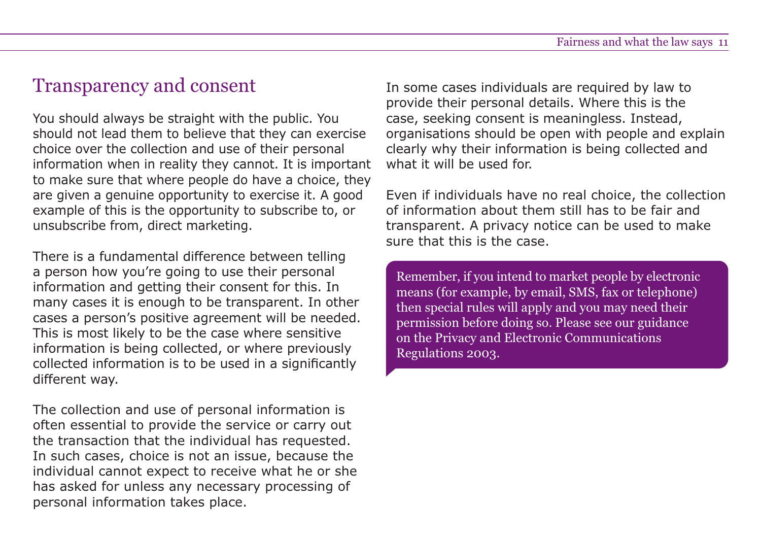## Transparency and consent

You should always be straight with the public. You should not lead them to believe that they can exercise choice over the collection and use of their personal information when in reality they cannot. It is important to make sure that where people do have a choice, they are given a genuine opportunity to exercise it. A good example of this is the opportunity to subscribe to, or unsubscribe from, direct marketing.

There is a fundamental difference between telling a person how you're going to use their personal information and getting their consent for this. In many cases it is enough to be transparent. In other cases a person's positive agreement will be needed. This is most likely to be the case where sensitive information is being collected, or where previously collected information is to be used in a significantly different way.

The collection and use of personal information is often essential to provide the service or carry out the transaction that the individual has requested. In such cases, choice is not an issue, because the individual cannot expect to receive what he or she has asked for unless any necessary processing of personal information takes place.

In some cases individuals are required by law to provide their personal details. Where this is the case, seeking consent is meaningless. Instead, organisations should be open with people and explain clearly why their information is being collected and what it will be used for.

Even if individuals have no real choice, the collection of information about them still has to be fair and transparent. A privacy notice can be used to make sure that this is the case.

> Remember, if you intend to market people by electronic means (for example, by email, SMS, fax or telephone) then special rules will apply and you may need their permission before doing so. Please see our guidance on the Privacy and Electronic Communications Regulations 2003.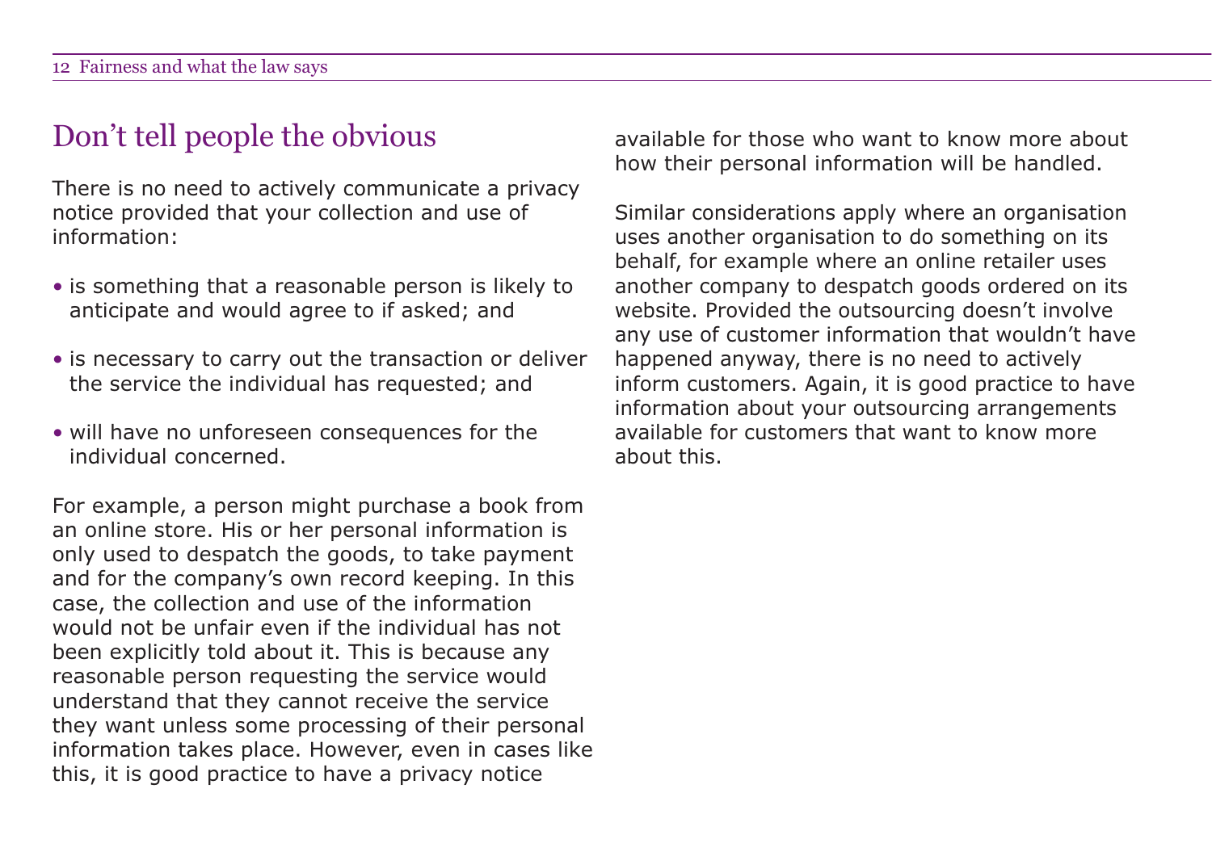## Don't tell people the obvious

There is no need to actively communicate a privacy notice provided that your collection and use of information:

- is something that a reasonable person is likely to anticipate and would agree to if asked; and
- is necessary to carry out the transaction or deliver the service the individual has requested; and
- will have no unforeseen consequences for the individual concerned.

For example, a person might purchase a book from an online store. His or her personal information is only used to despatch the goods, to take payment and for the company's own record keeping. In this case, the collection and use of the information would not be unfair even if the individual has not been explicitly told about it. This is because any reasonable person requesting the service would understand that they cannot receive the service they want unless some processing of their personal information takes place. However, even in cases like this, it is good practice to have a privacy notice available for those who want to know more about how their personal information will be handled.

Similar considerations apply where an organisation uses another organisation to do something on its behalf, for example where an online retailer uses another company to despatch goods ordered on its website. Provided the outsourcing doesn't involve any use of customer information that wouldn't have happened anyway, there is no need to actively inform customers. Again, it is good practice to have information about your outsourcing arrangements available for customers that want to know more about this.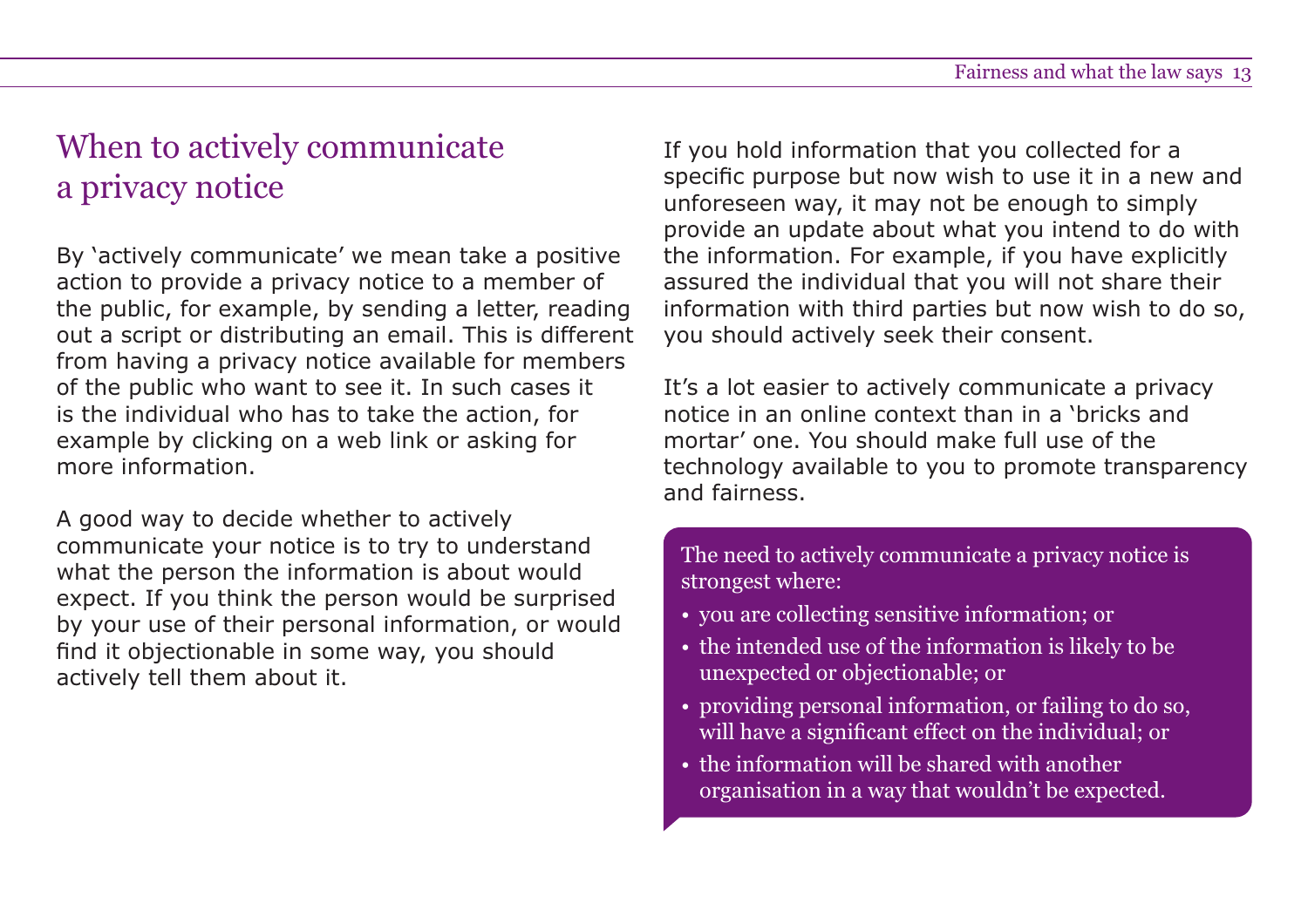## When to actively communicate a privacy notice

By 'actively communicate' we mean take a positive action to provide a privacy notice to a member of the public, for example, by sending a letter, reading out a script or distributing an email. This is different from having a privacy notice available for members of the public who want to see it. In such cases it is the individual who has to take the action, for example by clicking on a web link or asking for more information.

A good way to decide whether to actively communicate your notice is to try to understand what the person the information is about would expect. If you think the person would be surprised by your use of their personal information, or would find it objectionable in some way, you should actively tell them about it.

If you hold information that you collected for a specific purpose but now wish to use it in a new and unforeseen way, it may not be enough to simply provide an update about what you intend to do with the information. For example, if you have explicitly assured the individual that you will not share their information with third parties but now wish to do so, you should actively seek their consent.

It's a lot easier to actively communicate a privacy notice in an online context than in a 'bricks and mortar' one. You should make full use of the technology available to you to promote transparency and fairness.

The need to actively communicate a privacy notice is strongest where:

- you are collecting sensitive information; or
- the intended use of the information is likely to be unexpected or objectionable; or
- providing personal information, or failing to do so, will have a significant effect on the individual; or
- the information will be shared with another organisation in a way that wouldn't be expected.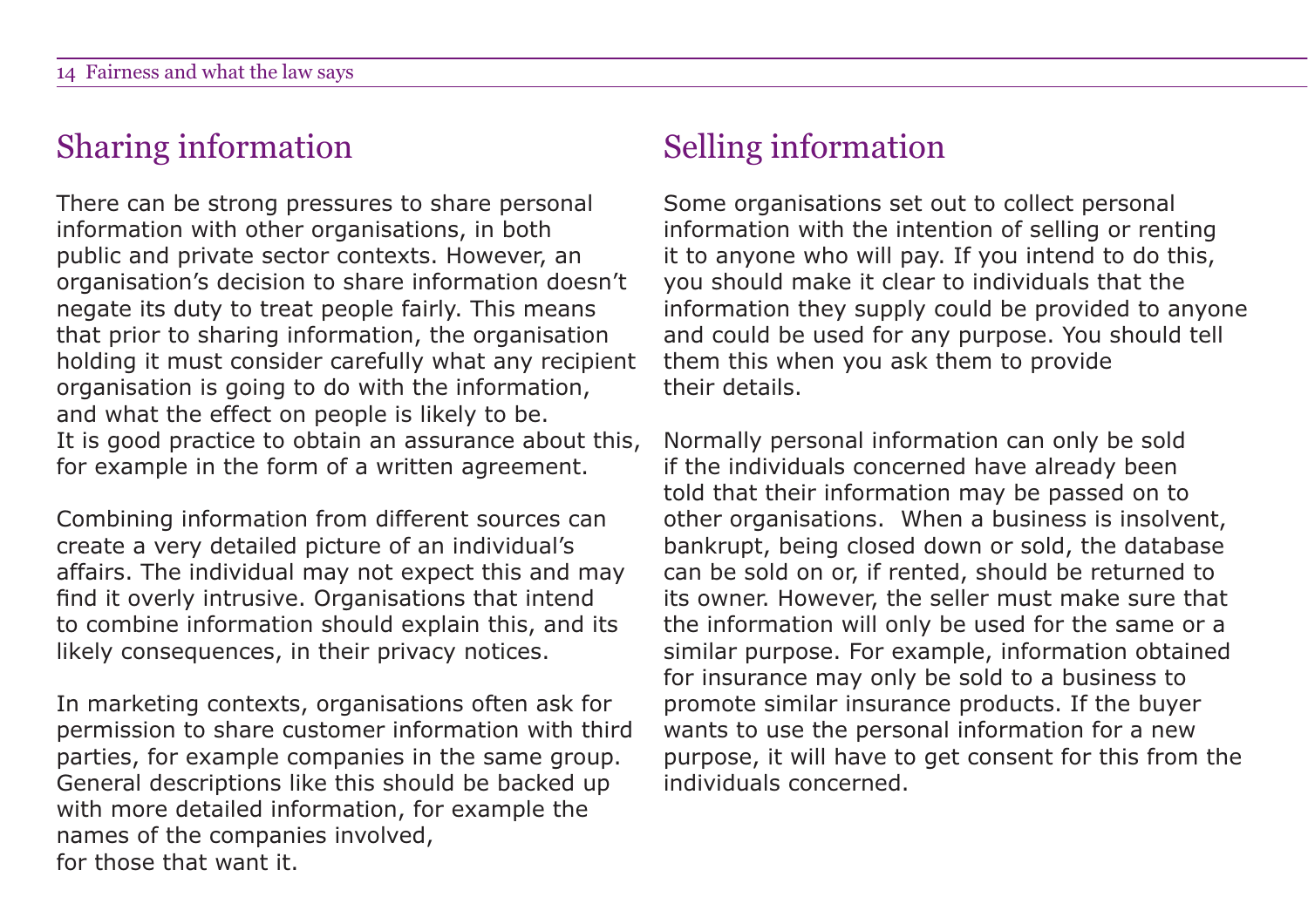## Sharing information

There can be strong pressures to share personal information with other organisations, in both public and private sector contexts. However, an organisation's decision to share information doesn't negate its duty to treat people fairly. This means that prior to sharing information, the organisation holding it must consider carefully what any recipient organisation is going to do with the information, and what the effect on people is likely to be. It is good practice to obtain an assurance about this, for example in the form of a written agreement.

Combining information from different sources can create a very detailed picture of an individual's affairs. The individual may not expect this and may find it overly intrusive. Organisations that intend to combine information should explain this, and its likely consequences, in their privacy notices.

In marketing contexts, organisations often ask for permission to share customer information with third parties, for example companies in the same group. General descriptions like this should be backed up with more detailed information, for example the names of the companies involved, for those that want it.

## Selling information

Some organisations set out to collect personal information with the intention of selling or renting it to anyone who will pay. If you intend to do this, you should make it clear to individuals that the information they supply could be provided to anyone and could be used for any purpose. You should tell them this when you ask them to provide their details.

Normally personal information can only be sold if the individuals concerned have already been told that their information may be passed on to other organisations. When a business is insolvent, bankrupt, being closed down or sold, the database can be sold on or, if rented, should be returned to its owner. However, the seller must make sure that the information will only be used for the same or a similar purpose. For example, information obtained for insurance may only be sold to a business to promote similar insurance products. If the buyer wants to use the personal information for a new purpose, it will have to get consent for this from the individuals concerned.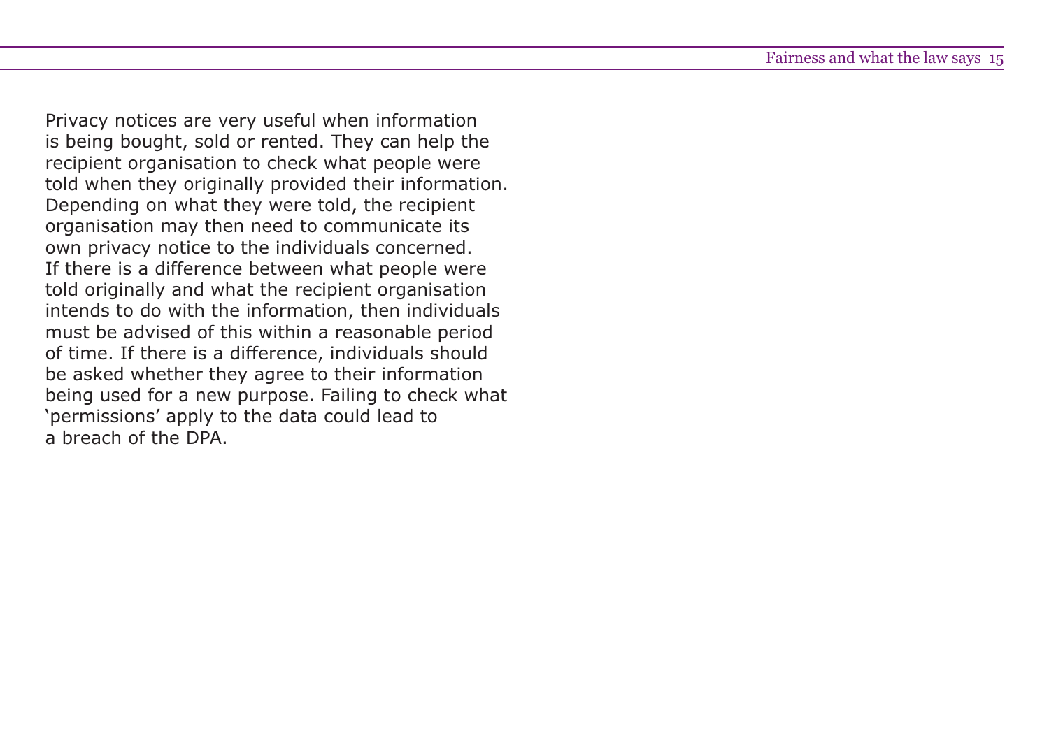Privacy notices are very useful when information is being bought, sold or rented. They can help the recipient organisation to check what people were told when they originally provided their information. Depending on what they were told, the recipient organisation may then need to communicate its own privacy notice to the individuals concerned. If there is a difference between what people were told originally and what the recipient organisation intends to do with the information, then individuals must be advised of this within a reasonable period of time. If there is a difference, individuals should be asked whether they agree to their information being used for a new purpose. Failing to check what 'permissions' apply to the data could lead to a breach of the DPA.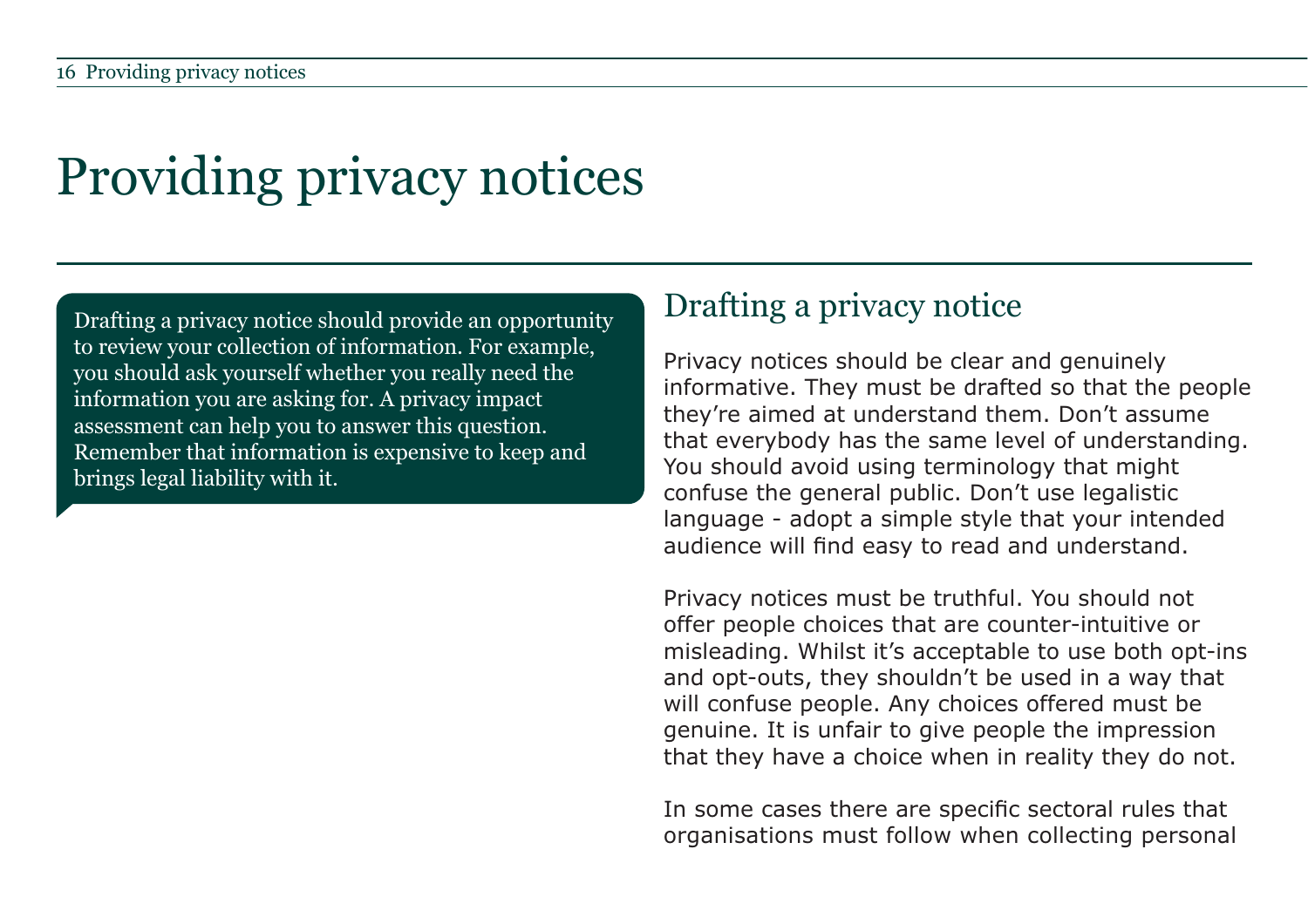# Providing privacy notices

Drafting a privacy notice should provide an opportunity to review your collection of information. For example, you should ask yourself whether you really need the information you are asking for. A privacy impact assessment can help you to answer this question. Remember that information is expensive to keep and brings legal liability with it.

## Drafting a privacy notice

Privacy notices should be clear and genuinely informative. They must be drafted so that the people they're aimed at understand them. Don't assume that everybody has the same level of understanding. You should avoid using terminology that might confuse the general public. Don't use legalistic language - adopt a simple style that your intended audience will find easy to read and understand.

Privacy notices must be truthful. You should not offer people choices that are counter-intuitive or misleading. Whilst it's acceptable to use both opt-ins and opt-outs, they shouldn't be used in a way that will confuse people. Any choices offered must be genuine. It is unfair to give people the impression that they have a choice when in reality they do not.

In some cases there are specific sectoral rules that organisations must follow when collecting personal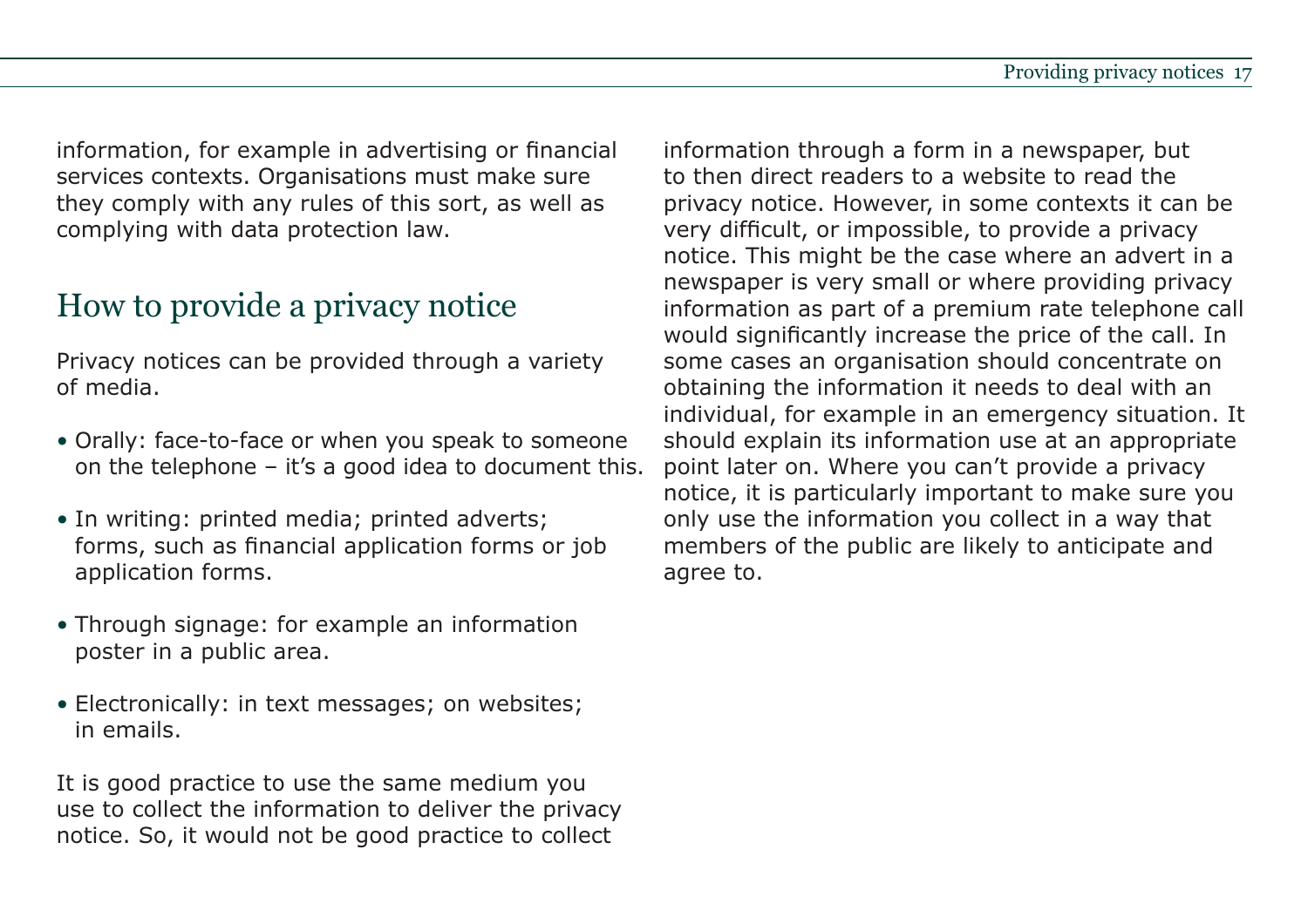information, for example in advertising or financial services contexts. Organisations must make sure they comply with any rules of this sort, as well as complying with data protection law.

## How to provide a privacy notice

Privacy notices can be provided through a variety of media.

- Orally: face-to-face or when you speak to someone on the telephone – it's a good idea to document this.
- In writing: printed media; printed adverts; forms, such as financial application forms or job application forms.
- Through signage: for example an information poster in a public area.
- Electronically: in text messages; on websites; in emails.

It is good practice to use the same medium you use to collect the information to deliver the privacy notice. So, it would not be good practice to collect information through a form in a newspaper, but to then direct readers to a website to read the privacy notice. However, in some contexts it can be very difficult, or impossible, to provide a privacy notice. This might be the case where an advert in a newspaper is very small or where providing privacy information as part of a premium rate telephone call would significantly increase the price of the call. In some cases an organisation should concentrate on obtaining the information it needs to deal with an individual, for example in an emergency situation. It should explain its information use at an appropriate point later on. Where you can't provide a privacy notice, it is particularly important to make sure you only use the information you collect in a way that members of the public are likely to anticipate and agree to.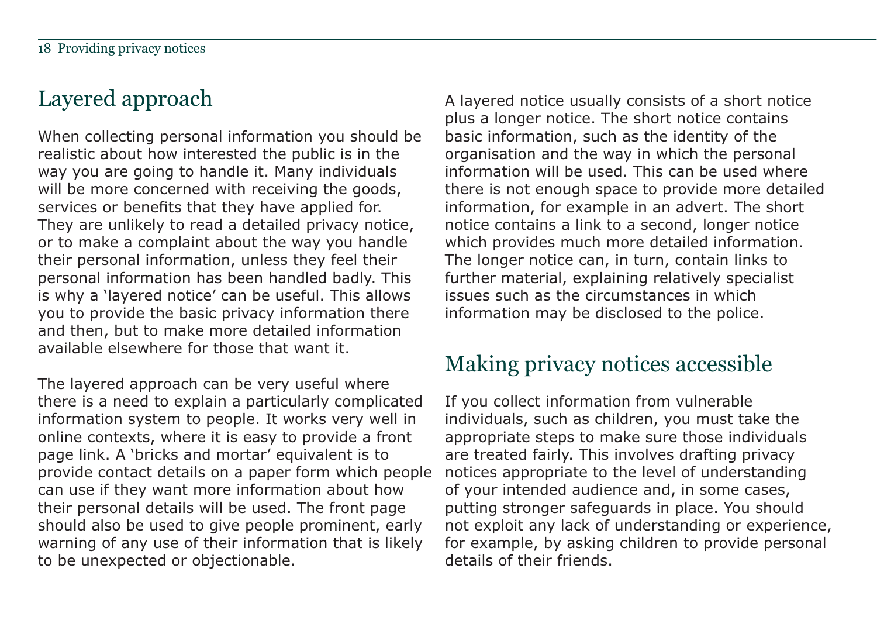## Layered approach

When collecting personal information you should be realistic about how interested the public is in the way you are going to handle it. Many individuals will be more concerned with receiving the goods, services or benefits that they have applied for. They are unlikely to read a detailed privacy notice, or to make a complaint about the way you handle their personal information, unless they feel their personal information has been handled badly. This is why a 'layered notice' can be useful. This allows you to provide the basic privacy information there and then, but to make more detailed information available elsewhere for those that want it.

The layered approach can be very useful where there is a need to explain a particularly complicated information system to people. It works very well in online contexts, where it is easy to provide a front page link. A 'bricks and mortar' equivalent is to provide contact details on a paper form which people can use if they want more information about how their personal details will be used. The front page should also be used to give people prominent, early warning of any use of their information that is likely to be unexpected or objectionable.

A layered notice usually consists of a short notice plus a longer notice. The short notice contains basic information, such as the identity of the organisation and the way in which the personal information will be used. This can be used where there is not enough space to provide more detailed information, for example in an advert. The short notice contains a link to a second, longer notice which provides much more detailed information. The longer notice can, in turn, contain links to further material, explaining relatively specialist issues such as the circumstances in which information may be disclosed to the police.

## Making privacy notices accessible

If you collect information from vulnerable individuals, such as children, you must take the appropriate steps to make sure those individuals are treated fairly. This involves drafting privacy notices appropriate to the level of understanding of your intended audience and, in some cases, putting stronger safeguards in place. You should not exploit any lack of understanding or experience, for example, by asking children to provide personal details of their friends.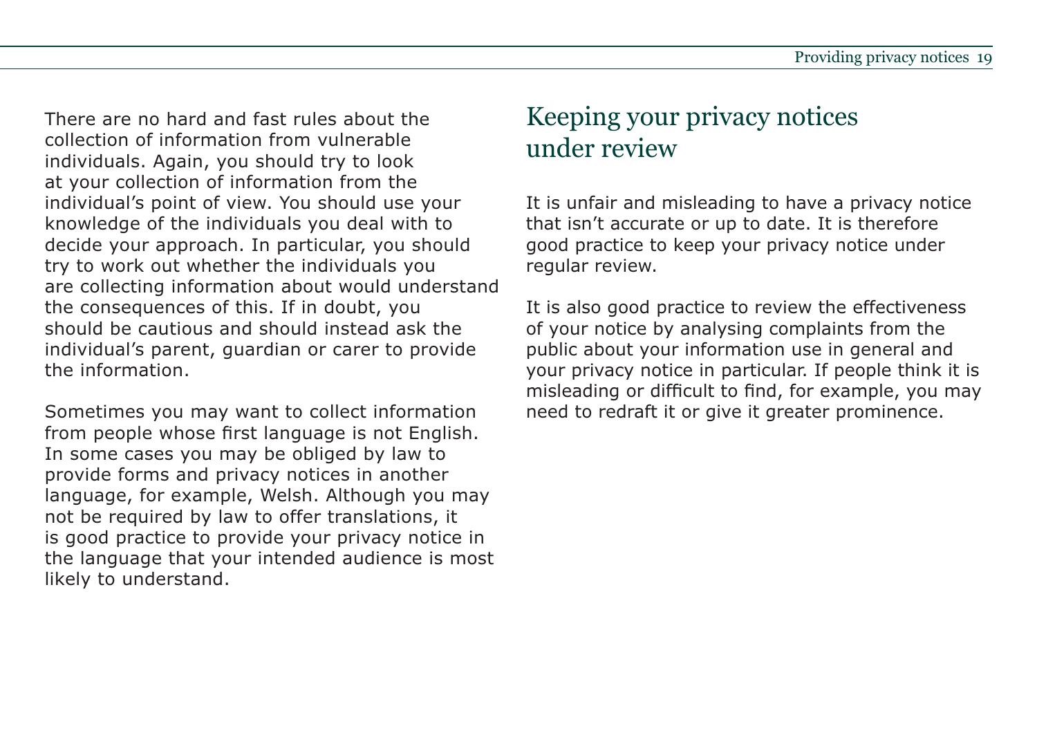There are no hard and fast rules about the collection of information from vulnerable individuals. Again, you should try to look at your collection of information from the individual's point of view. You should use your knowledge of the individuals you deal with to decide your approach. In particular, you should try to work out whether the individuals you are collecting information about would understand the consequences of this. If in doubt, you should be cautious and should instead ask the individual's parent, guardian or carer to provide the information.

Sometimes you may want to collect information from people whose first language is not English. In some cases you may be obliged by law to provide forms and privacy notices in another language, for example, Welsh. Although you may not be required by law to offer translations, it is good practice to provide your privacy notice in the language that your intended audience is most likely to understand.

## Keeping your privacy notices under review

It is unfair and misleading to have a privacy notice that isn't accurate or up to date. It is therefore good practice to keep your privacy notice under regular review.

It is also good practice to review the effectiveness of your notice by analysing complaints from the public about your information use in general and your privacy notice in particular. If people think it is misleading or difficult to find, for example, you may need to redraft it or give it greater prominence.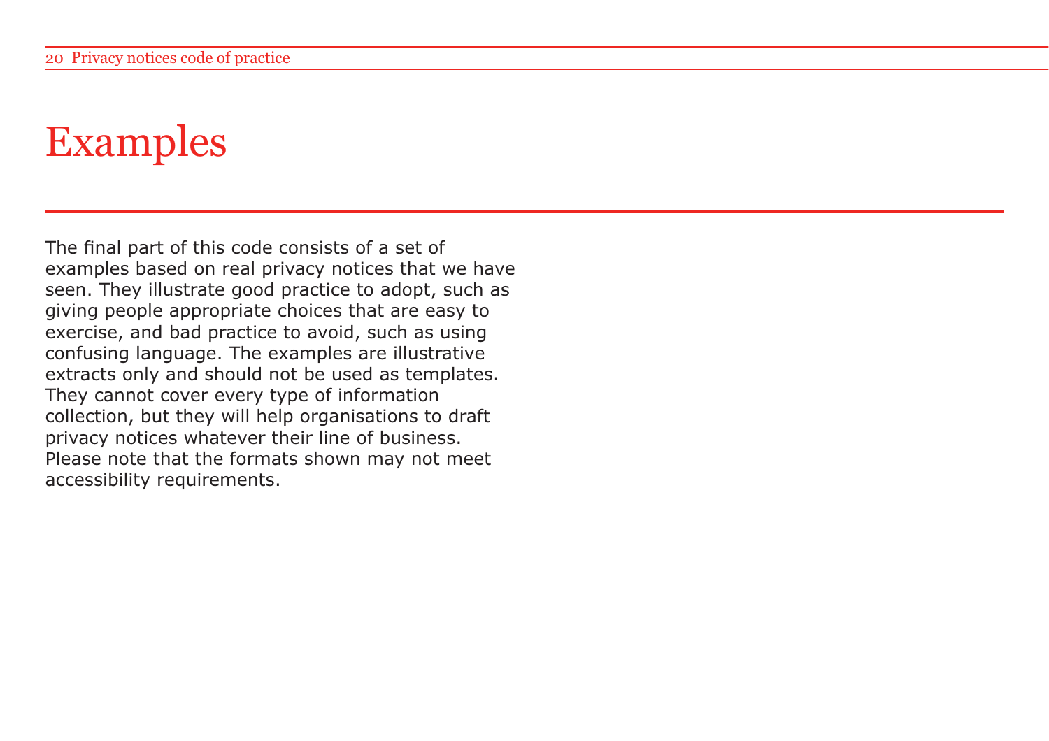# Examples

The final part of this code consists of a set of examples based on real privacy notices that we have seen. They illustrate good practice to adopt, such as giving people appropriate choices that are easy to exercise, and bad practice to avoid, such as using confusing language. The examples are illustrative extracts only and should not be used as templates. They cannot cover every type of information collection, but they will help organisations to draft privacy notices whatever their line of business. Please note that the formats shown may not meet accessibility requirements.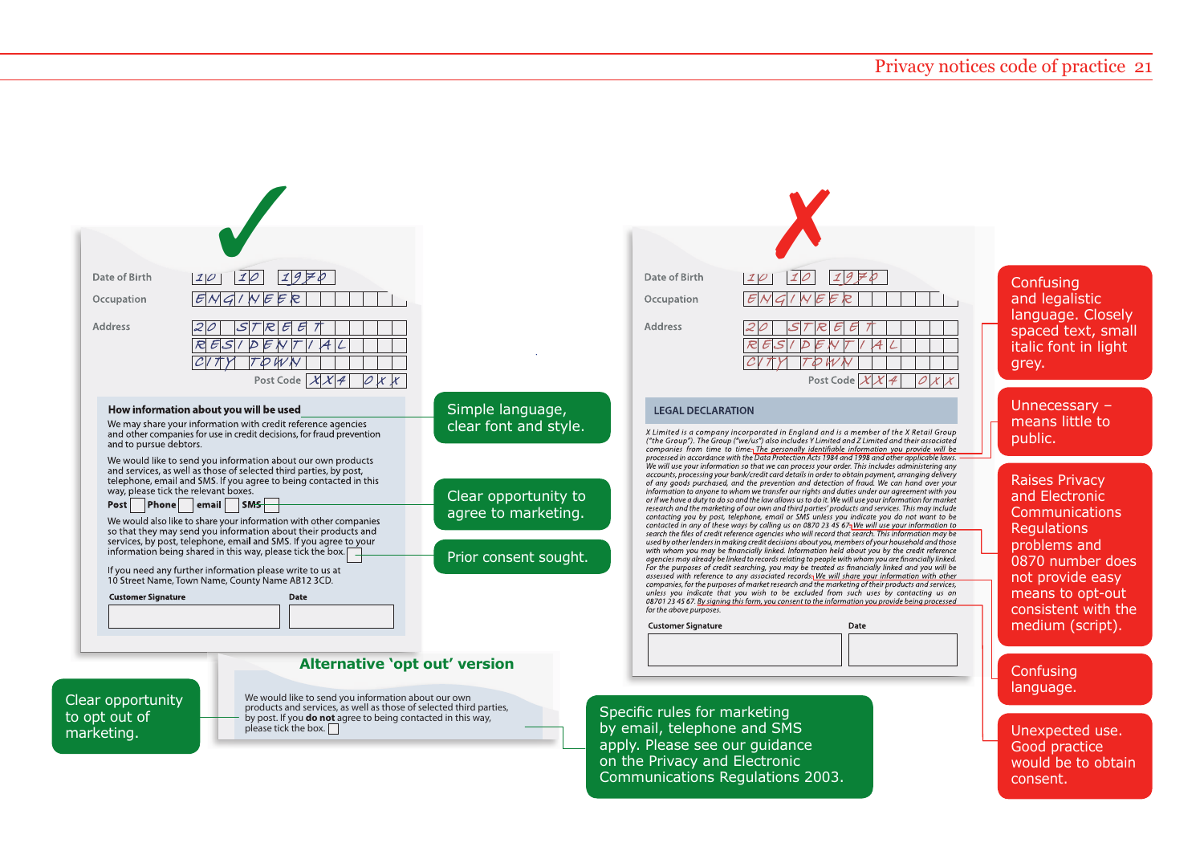Date of Birth 10 10 1970

Occupation ENGINEER

Address 20 STREET
RESIDENTIAL
CITY TOWN

Post Code XX4 0XX

**How information about you will be used**

We may share your information with credit reference agencies and other companies for use in credit decisions, for fraud prevention and to pursue debtors.

We would like to send you information about our own products and services, as well as those of selected third parties, by post, telephone, email and SMS. If you agree to being contacted in this way, please tick the relevant boxes.

**Post** ☐ **Phone** ☐ **email** ☐ **SMS** ☐

We would also like to share your information with other companies so that they may send you information about their products and services, by post, telephone, email and SMS. If you agree to your information being shared in this way, please tick the box. ☐

If you need any further information please write to us at 10 Street Name, Town Name, County Name AB12 3CD.

**Customer Signature** **Date**

Simple language, clear font and style.

Clear opportunity to agree to marketing.

Prior consent sought.

## Alternative 'opt out' version

We would like to send you information about our own products and services, as well as those of selected third parties, by post. If you **do not** agree to being contacted in this way, please tick the box. ☐

Clear opportunity to opt out of marketing.

Specific rules for marketing by email, telephone and SMS apply. Please see our guidance on the Privacy and Electronic Communications Regulations 2003.

---

Date of Birth 10 10 1970

Occupation ENGINEER

Address 20 STREET
RESIDENTIAL
CITY TOWN

Post Code XX4 0XX

**LEGAL DECLARATION**

*X Limited is a company incorporated in England and is a member of the X Retail Group ("the Group"). The Group ("we/us") also includes Y Limited and Z Limited and their associated companies from time to time. The personally identifiable information you provide will be processed in accordance with the Data Protection Acts 1984 and 1998 and other applicable laws. We will use your information so that we can process your order. This includes administering any accounts, processing your bank/credit card details in order to obtain payment, arranging delivery of any goods purchased, and the prevention and detection of fraud. We can hand over your information to anyone to whom we transfer our rights and duties under our agreement with you or if we have a duty to do so and the law allows us to do it. We will use your information for market research and the marketing of our own and third parties' products and services. This may include contacting you by post, telephone, email or SMS unless you indicate you do not want to be contacted in any of these ways by calling us on 0870 23 45 67. We will use your information to search the files of credit reference agencies who will record that search. This information may be used by other lenders in making credit decisions about you, members of your household and those with whom you may be financially linked. Information held about you by the credit reference agencies may already be linked to records relating to people with whom you are financially linked. For the purposes of credit searching, you may be treated as financially linked and you will be assessed with reference to any associated records. We will share your information with other companies, for the purposes of market research and the marketing of their products and services, unless you indicate that you wish to be excluded from such uses by contacting us on 08701 23 45 67. By signing this form, you consent to the information you provide being processed for the above purposes.*

**Customer Signature** **Date**

Confusing and legalistic language. Closely spaced text, small italic font in light grey.

Unnecessary – means little to public.

Raises Privacy and Electronic Communications Regulations problems and 0870 number does not provide easy means to opt-out consistent with the medium (script).

Confusing language.

Unexpected use. Good practice would be to obtain consent.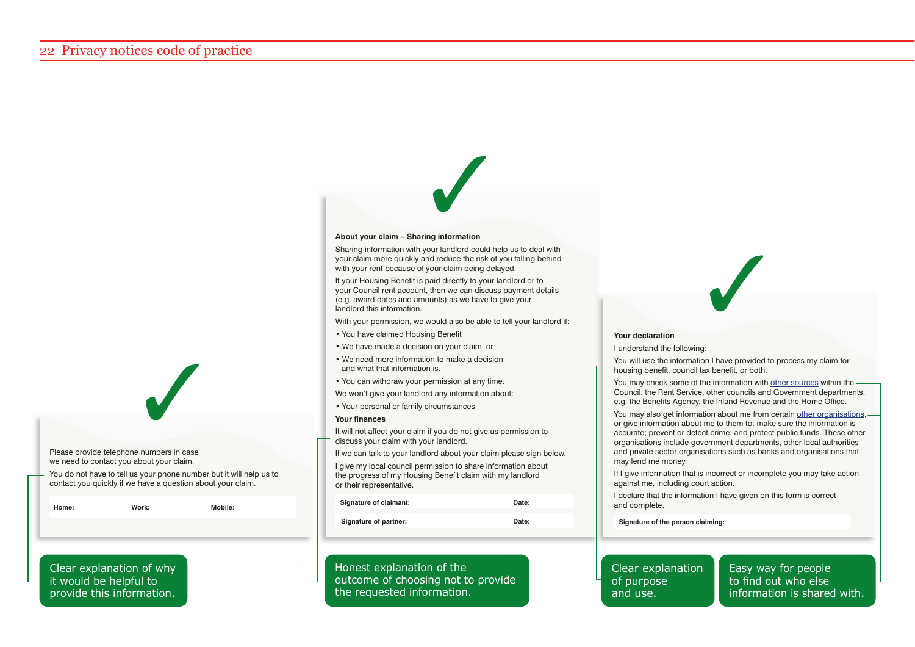Please provide telephone numbers in case we need to contact you about your claim.

You do not have to tell us your phone number but it will help us to contact you quickly if we have a question about your claim.

| Home: | Work: | Mobile: |
|---|---|---|

Clear explanation of why it would be helpful to provide this information.

**About your claim – Sharing information**

Sharing information with your landlord could help us to deal with your claim more quickly and reduce the risk of you falling behind with your rent because of your claim being delayed.

If your Housing Benefit is paid directly to your landlord or to your Council rent account, then we can discuss payment details (e.g. award dates and amounts) as we have to give your landlord this information.

With your permission, we would also be able to tell your landlord if:

- You have claimed Housing Benefit
- We have made a decision on your claim, or
- We need more information to make a decision and what that information is.
- You can withdraw your permission at any time.

We won't give your landlord any information about:

- Your personal or family circumstances

**Your finances**

It will not affect your claim if you do not give us permission to discuss your claim with your landlord.

If we can talk to your landlord about your claim please sign below.

I give my local council permission to share information about the progress of my Housing Benefit claim with my landlord or their representative.

| Signature of claimant: | Date: |
|---|---|
| Signature of partner: | Date: |

Honest explanation of the outcome of choosing not to provide the requested information.

**Your declaration**

I understand the following:

You will use the information I have provided to process my claim for housing benefit, council tax benefit, or both.

You may check some of the information with other sources within the Council, the Rent Service, other councils and Government departments, e.g. the Benefits Agency, the Inland Revenue and the Home Office.

You may also get information about me from certain other organisations, or give information about me to them to: make sure the information is accurate; prevent or detect crime; and protect public funds. These other organisations include government departments, other local authorities and private sector organisations such as banks and organisations that may lend me money.

If I give information that is incorrect or incomplete you may take action against me, including court action.

I declare that the information I have given on this form is correct and complete.

**Signature of the person claiming:**

Clear explanation of purpose and use.

Easy way for people to find out who else information is shared with.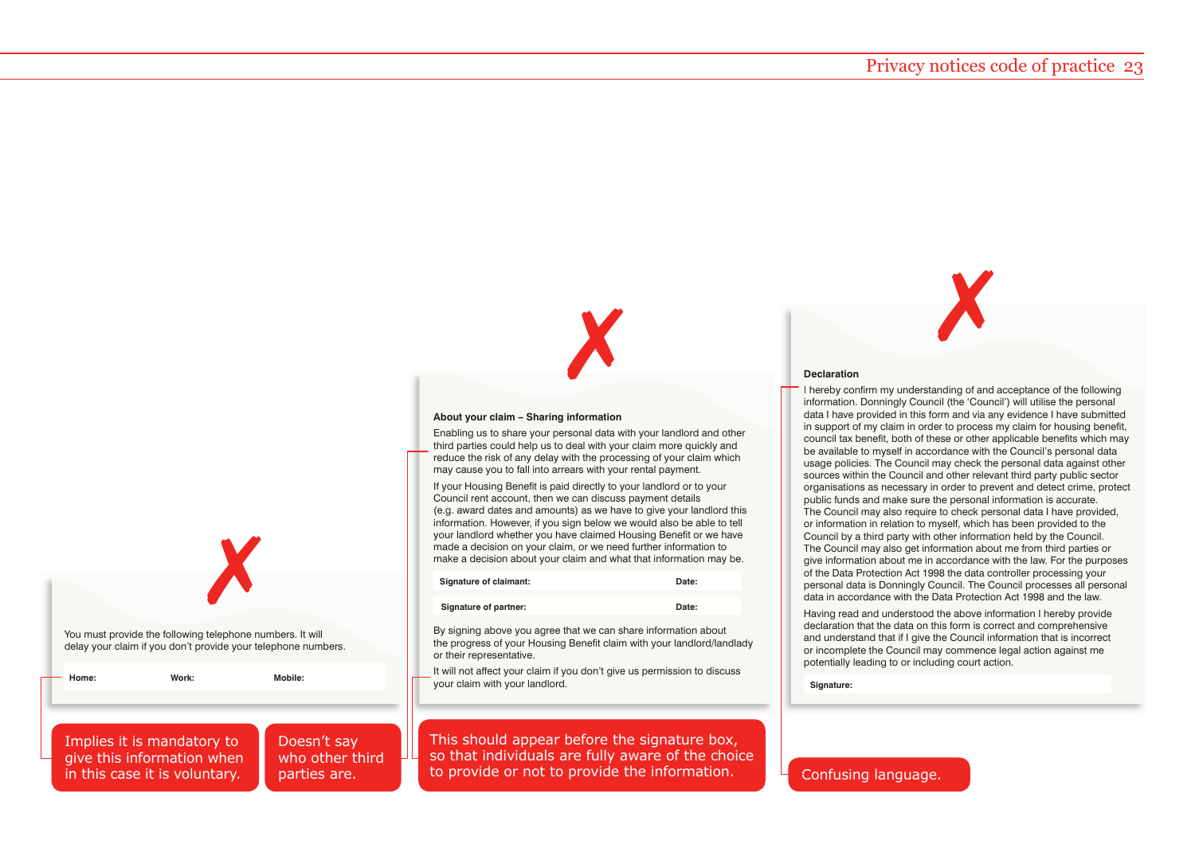You must provide the following telephone numbers. It will delay your claim if you don't provide your telephone numbers.

| Home: | Work: | Mobile: |
|---|---|---|

Implies it is mandatory to give this information when in this case it is voluntary.

Doesn't say who other third parties are.

**About your claim – Sharing information**

Enabling us to share your personal data with your landlord and other third parties could help us to deal with your claim more quickly and reduce the risk of any delay with the processing of your claim which may cause you to fall into arrears with your rental payment.

If your Housing Benefit is paid directly to your landlord or to your Council rent account, then we can discuss payment details (e.g. award dates and amounts) as we have to give your landlord this information. However, if you sign below we would also be able to tell your landlord whether you have claimed Housing Benefit or we have made a decision on your claim, or we need further information to make a decision about your claim and what that information may be.

| Signature of claimant: | Date: |
|---|---|
| **Signature of partner:** | **Date:** |

By signing above you agree that we can share information about the progress of your Housing Benefit claim with your landlord/landlady or their representative.

It will not affect your claim if you don't give us permission to discuss your claim with your landlord.

This should appear before the signature box, so that individuals are fully aware of the choice to provide or not to provide the information.

**Declaration**

I hereby confirm my understanding of and acceptance of the following information. Donningly Council (the 'Council') will utilise the personal data I have provided in this form and via any evidence I have submitted in support of my claim in order to process my claim for housing benefit, council tax benefit, both of these or other applicable benefits which may be available to myself in accordance with the Council's personal data usage policies. The Council may check the personal data against other sources within the Council and other relevant third party public sector organisations as necessary in order to prevent and detect crime, protect public funds and make sure the personal information is accurate. The Council may also require to check personal data I have provided, or information in relation to myself, which has been provided to the Council by a third party with other information held by the Council. The Council may also get information about me from third parties or give information about me in accordance with the law. For the purposes of the Data Protection Act 1998 the data controller processing your personal data is Donningly Council. The Council processes all personal data in accordance with the Data Protection Act 1998 and the law.

Having read and understood the above information I hereby provide declaration that the data on this form is correct and comprehensive and understand that if I give the Council information that is incorrect or incomplete the Council may commence legal action against me potentially leading to or including court action.

**Signature:**

Confusing language.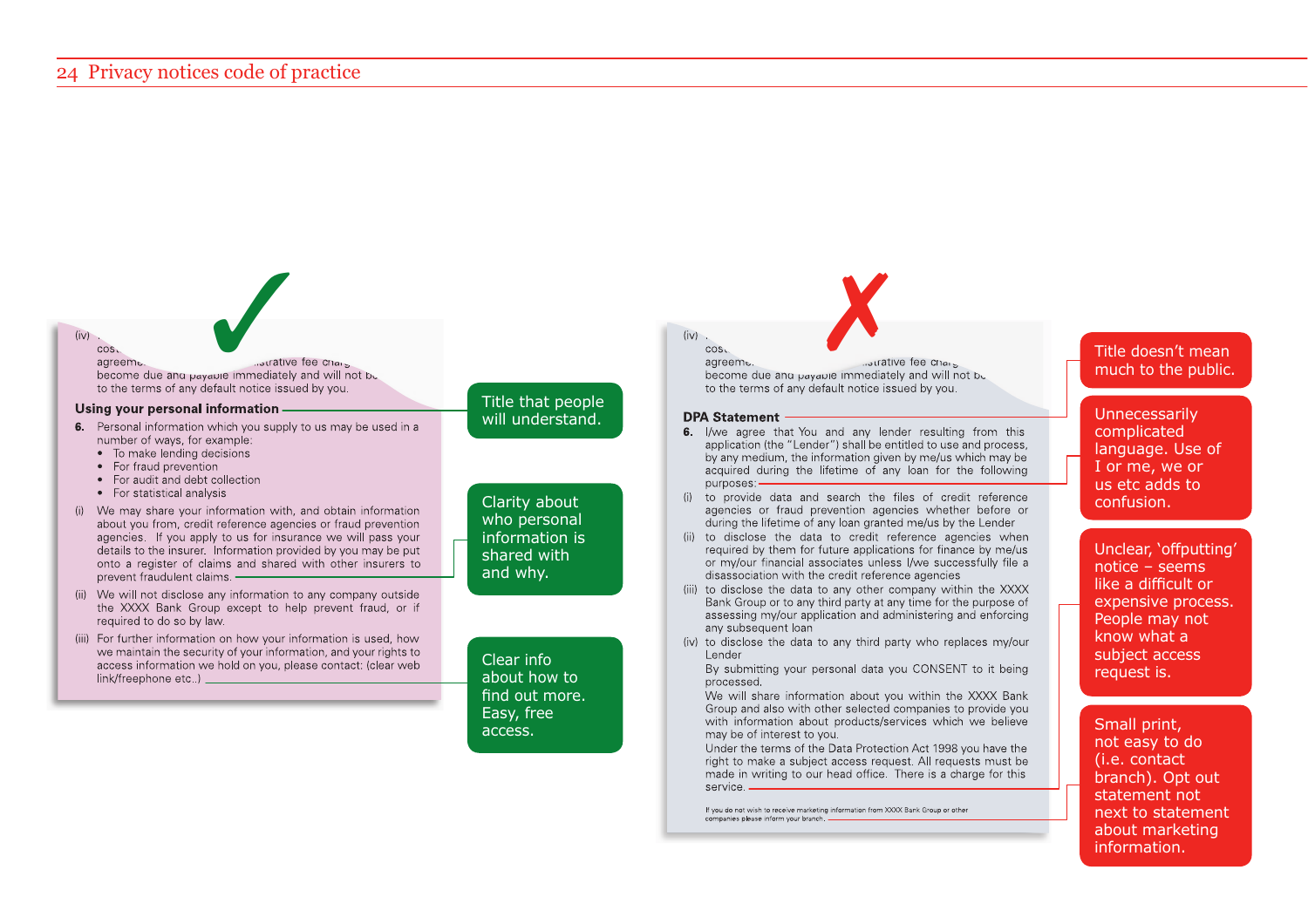✓

(iv) ...
cos...
agreeme... ...istrative fee charg...
become due and payable immediately and will not b...
to the terms of any default notice issued by you.

**Using your personal information**

**6.** Personal information which you supply to us may be used in a number of ways, for example:
- To make lending decisions
- For fraud prevention
- For audit and debt collection
- For statistical analysis

(i) We may share your information with, and obtain information about you from, credit reference agencies or fraud prevention agencies. If you apply to us for insurance we will pass your details to the insurer. Information provided by you may be put onto a register of claims and shared with other insurers to prevent fraudulent claims.

(ii) We will not disclose any information to any company outside the XXXX Bank Group except to help prevent fraud, or if required to do so by law.

(iii) For further information on how your information is used, how we maintain the security of your information, and your rights to access information we hold on you, please contact: (clear web link/freephone etc..)

Title that people will understand.

Clarity about who personal information is shared with and why.

Clear info about how to find out more. Easy, free access.

✗

(iv) ...
cos...
agreeme... ...istrative fee charg...
become due and payable immediately and will not b...
to the terms of any default notice issued by you.

**DPA Statement**

**6.** I/we agree that You and any lender resulting from this application (the "Lender") shall be entitled to use and process, by any medium, the information given by me/us which may be acquired during the lifetime of any loan for the following purposes:

(i) to provide data and search the files of credit reference agencies or fraud prevention agencies whether before or during the lifetime of any loan granted me/us by the Lender

(ii) to disclose the data to credit reference agencies when required by them for future applications for finance by me/us or my/our financial associates unless I/we successfully file a disassociation with the credit reference agencies

(iii) to disclose the data to any other company within the XXXX Bank Group or to any third party at any time for the purpose of assessing my/our application and administering and enforcing any subsequent loan

(iv) to disclose the data to any third party who replaces my/our Lender

By submitting your personal data you CONSENT to it being processed.

We will share information about you within the XXXX Bank Group and also with other selected companies to provide you with information about products/services which we believe may be of interest to you.

Under the terms of the Data Protection Act 1998 you have the right to make a subject access request. All requests must be made in writing to our head office. There is a charge for this service.

If you do not wish to receive marketing information from XXXX Bank Group or other companies please inform your branch.

Title doesn't mean much to the public.

Unnecessarily complicated language. Use of I or me, we or us etc adds to confusion.

Unclear, 'offputting' notice – seems like a difficult or expensive process. People may not know what a subject access request is.

Small print, not easy to do (i.e. contact branch). Opt out statement not next to statement about marketing information.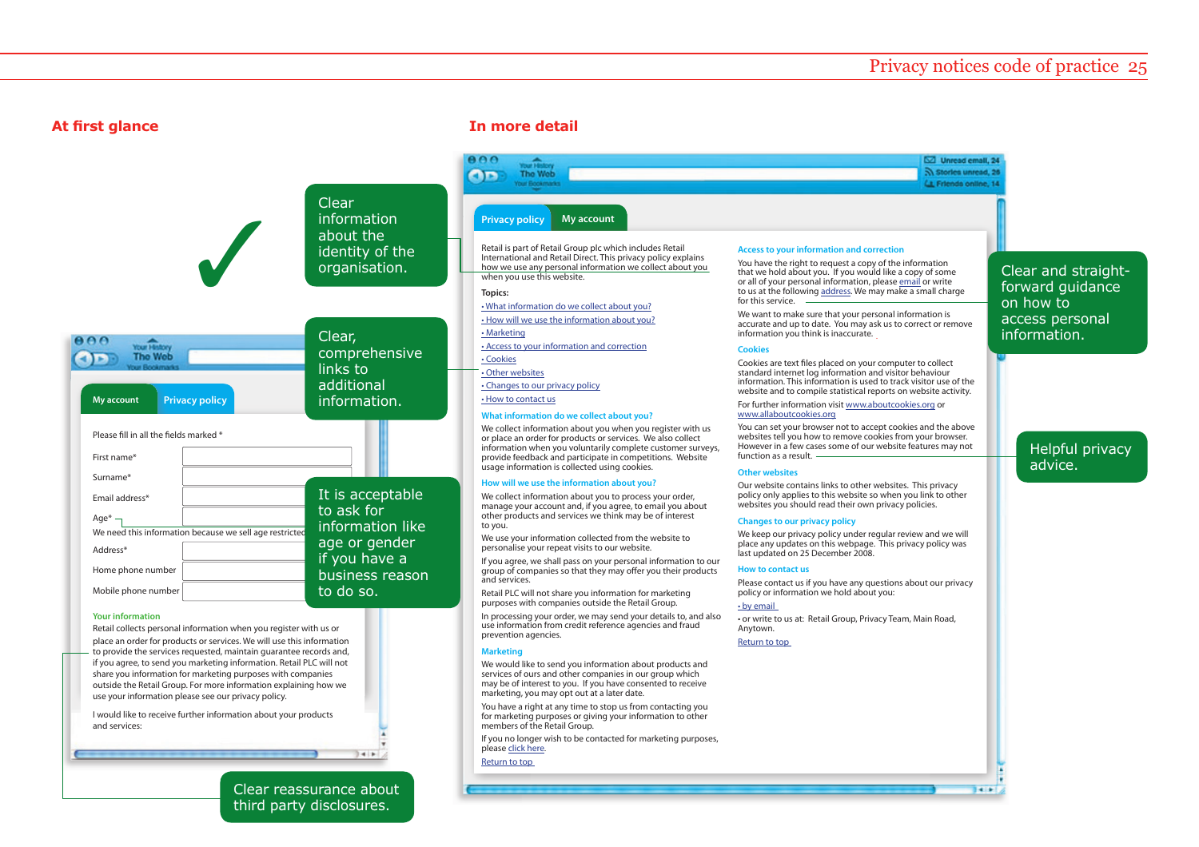## At first glance

Clear information about the identity of the organisation.

Clear, comprehensive links to additional information.

My account | Privacy policy

Please fill in all the fields marked *

First name*

Surname*

Email address*

Age*

We need this information because we sell age restricted

Address*

Home phone number

Mobile phone number

It is acceptable to ask for information like age or gender if you have a business reason to do so.

**Your information**

Retail collects personal information when you register with us or place an order for products or services. We will use this information to provide the services requested, maintain guarantee records and, if you agree, to send you marketing information. Retail PLC will not share you information for marketing purposes with companies outside the Retail Group. For more information explaining how we use your information please see our privacy policy.

I would like to receive further information about your products and services:

Clear reassurance about third party disclosures.

## In more detail

Privacy policy | My account

Retail is part of Retail Group plc which includes Retail International and Retail Direct. This privacy policy explains how we use any personal information we collect about you when you use this website.

Topics:

- What information do we collect about you?
- How will we use the information about you?
- Marketing
- Access to your information and correction
- Cookies
- Other websites
- Changes to our privacy policy
- How to contact us

**What information do we collect about you?**

We collect information about you when you register with us or place an order for products or services. We also collect information when you voluntarily complete customer surveys, provide feedback and participate in competitions. Website usage information is collected using cookies.

**How will we use the information about you?**

We collect information about you to process your order, manage your account and, if you agree, to email you about other products and services we think may be of interest to you.

We use your information collected from the website to personalise your repeat visits to our website.

If you agree, we shall pass on your personal information to our group of companies so that they may offer you their products and services.

Retail PLC will not share you information for marketing purposes with companies outside the Retail Group.

In processing your order, we may send your details to, and also use information from credit reference agencies and fraud prevention agencies.

**Marketing**

We would like to send you information about products and services of ours and other companies in our group which may be of interest to you. If you have consented to receive marketing, you may opt out at a later date.

You have a right at any time to stop us from contacting you for marketing purposes or giving your information to other members of the Retail Group.

If you no longer wish to be contacted for marketing purposes, please click here.

Return to top

**Access to your information and correction**

You have the right to request a copy of the information that we hold about you. If you would like a copy of some or all of your personal information, please email or write to us at the following address. We may make a small charge for this service.

We want to make sure that your personal information is accurate and up to date. You may ask us to correct or remove information you think is inaccurate.

**Cookies**

Cookies are text files placed on your computer to collect standard internet log information and visitor behaviour information. This information is used to track visitor use of the website and to compile statistical reports on website activity.

For further information visit www.aboutcookies.org or www.allaboutcookies.org

You can set your browser not to accept cookies and the above websites tell you how to remove cookies from your browser. However in a few cases some of our website features may not function as a result.

**Other websites**

Our website contains links to other websites. This privacy policy only applies to this website so when you link to other websites you should read their own privacy policies.

**Changes to our privacy policy**

We keep our privacy policy under regular review and we will place any updates on this webpage. This privacy policy was last updated on 25 December 2008.

**How to contact us**

Please contact us if you have any questions about our privacy policy or information we hold about you:

- by email
- or write to us at: Retail Group, Privacy Team, Main Road, Anytown.

Return to top

Clear and straight-forward guidance on how to access personal information.

Helpful privacy advice.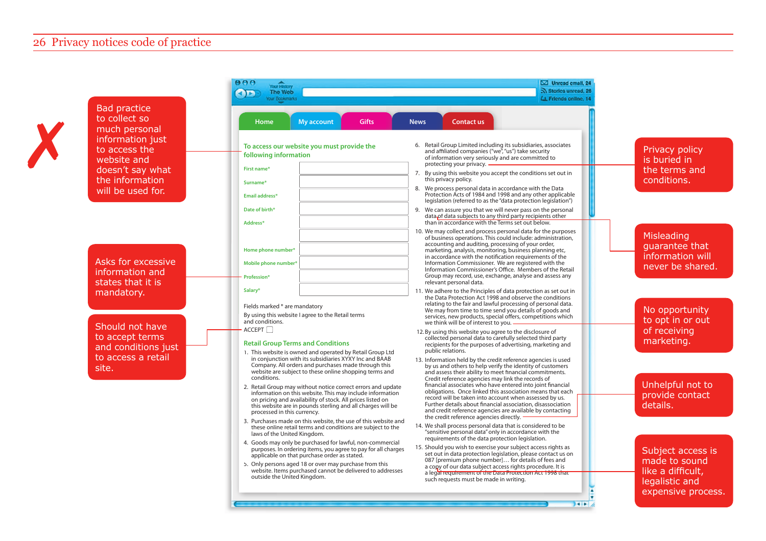Bad practice to collect so much personal information just to access the website and doesn't say what the information will be used for.

Asks for excessive information and states that it is mandatory.

Should not have to accept terms and conditions just to access a retail site.

Home | My account | Gifts | News | Contact us

**To access our website you must provide the following information**

First name*

Surname*

Email address*

Date of birth*

Address*

Home phone number*

Mobile phone number*

Profession*

Salary*

Fields marked * are mandatory

By using this website I agree to the Retail terms and conditions.

ACCEPT ☐

**Retail Group Terms and Conditions**

1. This website is owned and operated by Retail Group Ltd in conjunction with its subsidiaries XYXY Inc and BAAB Company. All orders and purchases made through this website are subject to these online shopping terms and conditions.
2. Retail Group may without notice correct errors and update information on this website. This may include information on pricing and availability of stock. All prices listed on this website are in pounds sterling and all charges will be processed in this currency.
3. Purchases made on this website, the use of this website and these online retail terms and conditions are subject to the laws of the United Kingdom.
4. Goods may only be purchased for lawful, non-commercial purposes. In ordering items, you agree to pay for all charges applicable on that purchase order as stated.
5. Only persons aged 18 or over may purchase from this website. Items purchased cannot be delivered to addresses outside the United Kingdom.
6. Retail Group Limited including its subsidiaries, associates and affiliated companies ("we", "us") take security of information very seriously and are committed to protecting your privacy.
7. By using this website you accept the conditions set out in this privacy policy.
8. We process personal data in accordance with the Data Protection Acts of 1984 and 1998 and any other applicable legislation (referred to as the "data protection legislation")
9. We can assure you that we will never pass on the personal data of data subjects to any third party recipients other than in accordance with the Terms set out below.
10. We may collect and process personal data for the purposes of business operations. This could include: administration, accounting and auditing, processing of your order, marketing, analysis, monitoring, business planning etc, in accordance with the notification requirements of the Information Commissioner. We are registered with the Information Commissioner's Office. Members of the Retail Group may record, use, exchange, analyse and assess any relevant personal data.
11. We adhere to the Principles of data protection as set out in the Data Protection Act 1998 and observe the conditions relating to the fair and lawful processing of personal data. We may from time to time send you details of goods and services, new products, special offers, competitions which we think will be of interest to you.
12. By using this website you agree to the disclosure of collected personal data to carefully selected third party recipients for the purposes of advertising, marketing and public relations.
13. Information held by the credit reference agencies is used by us and others to help verify the identity of customers and assess their ability to meet financial commitments. Credit reference agencies may link the records of financial associates who have entered into joint financial obligations. Once linked this association means that each record will be taken into account when assessed by us. Further details about financial association, disassociation and credit reference agencies are available by contacting the credit reference agencies directly.
14. We shall process personal data that is considered to be "sensitive personal data" only in accordance with the requirements of the data protection legislation.
15. Should you wish to exercise your subject access rights as set out in data protection legislation, please contact us on 087 [premium phone number]… for details of fees and a copy of our data subject access rights procedure. It is a legal requirement of the Data Protection Act 1998 that such requests must be made in writing.

Privacy policy is buried in the terms and conditions.

Misleading guarantee that information will never be shared.

No opportunity to opt in or out of receiving marketing.

Unhelpful not to provide contact details.

Subject access is made to sound like a difficult, legalistic and expensive process.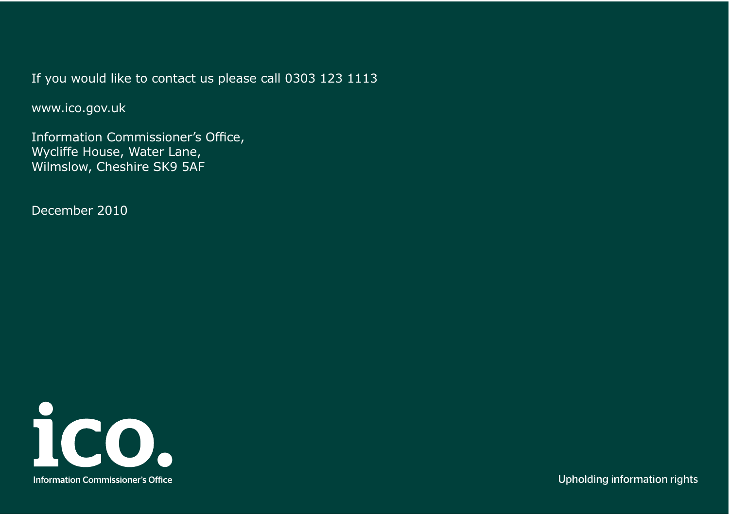If you would like to contact us please call 0303 123 1113

www.ico.gov.uk

Information Commissioner's Office,
Wycliffe House, Water Lane,
Wilmslow, Cheshire SK9 5AF

December 2010

Information Commissioner's Office

Upholding information rights